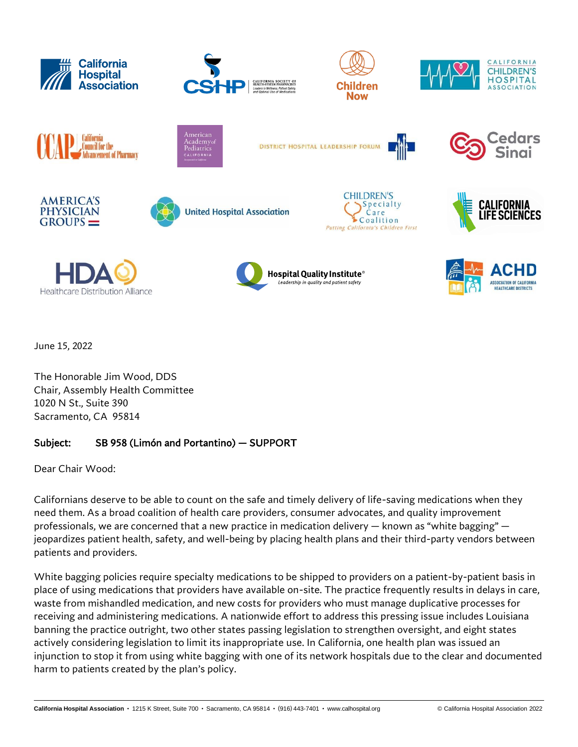June 15, 2022

The Honorable Jim Wood, DDS
Chair, Assembly Health Committee
1020 N St., Suite 390
Sacramento, CA 95814

**Subject: SB 958 (Limón and Portantino) — SUPPORT**

Dear Chair Wood:

Californians deserve to be able to count on the safe and timely delivery of life-saving medications when they need them. As a broad coalition of health care providers, consumer advocates, and quality improvement professionals, we are concerned that a new practice in medication delivery — known as "white bagging" — jeopardizes patient health, safety, and well-being by placing health plans and their third-party vendors between patients and providers.

White bagging policies require specialty medications to be shipped to providers on a patient-by-patient basis in place of using medications that providers have available on-site. The practice frequently results in delays in care, waste from mishandled medication, and new costs for providers who must manage duplicative processes for receiving and administering medications. A nationwide effort to address this pressing issue includes Louisiana banning the practice outright, two other states passing legislation to strengthen oversight, and eight states actively considering legislation to limit its inappropriate use. In California, one health plan was issued an injunction to stop it from using white bagging with one of its network hospitals due to the clear and documented harm to patients created by the plan's policy.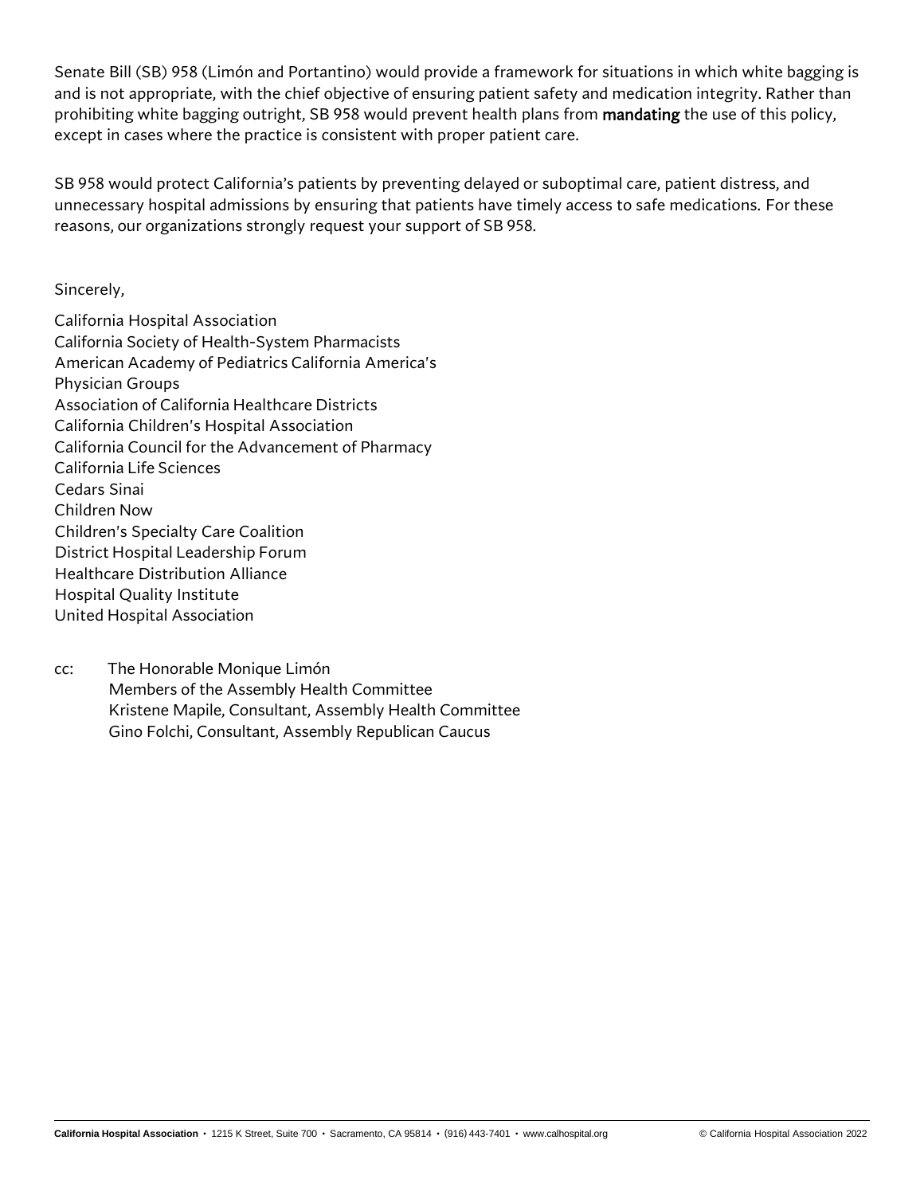Senate Bill (SB) 958 (Limón and Portantino) would provide a framework for situations in which white bagging is and is not appropriate, with the chief objective of ensuring patient safety and medication integrity. Rather than prohibiting white bagging outright, SB 958 would prevent health plans from **mandating** the use of this policy, except in cases where the practice is consistent with proper patient care.

SB 958 would protect California's patients by preventing delayed or suboptimal care, patient distress, and unnecessary hospital admissions by ensuring that patients have timely access to safe medications. For these reasons, our organizations strongly request your support of SB 958.

Sincerely,

California Hospital Association
California Society of Health-System Pharmacists
American Academy of Pediatrics California America's
Physician Groups
Association of California Healthcare Districts
California Children's Hospital Association
California Council for the Advancement of Pharmacy
California Life Sciences
Cedars Sinai
Children Now
Children's Specialty Care Coalition
District Hospital Leadership Forum
Healthcare Distribution Alliance
Hospital Quality Institute
United Hospital Association

cc: The Honorable Monique Limón
Members of the Assembly Health Committee
Kristene Mapile, Consultant, Assembly Health Committee
Gino Folchi, Consultant, Assembly Republican Caucus